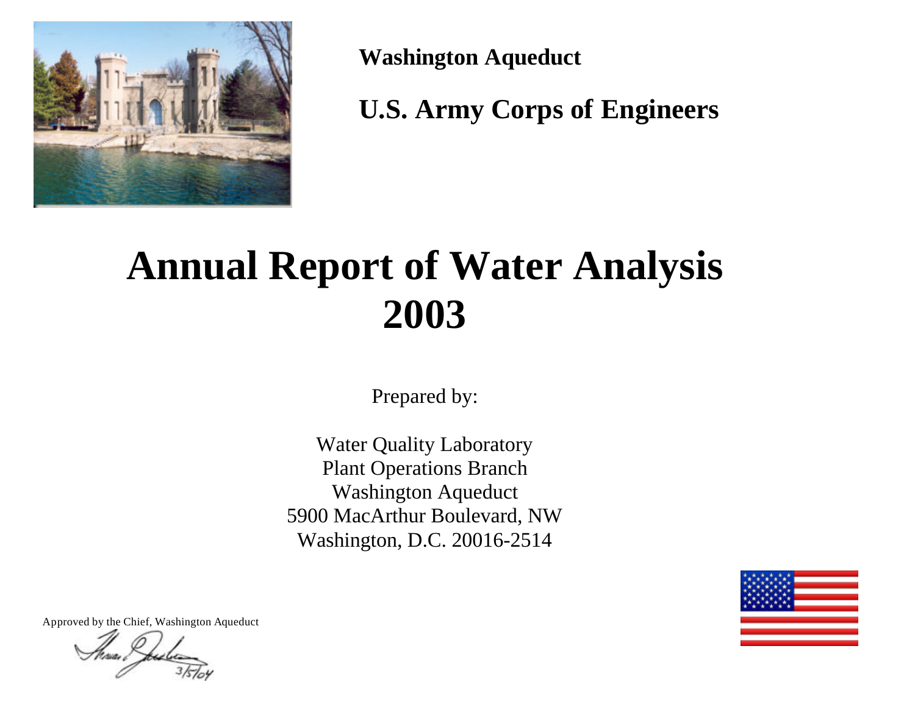**Washington Aqueduct**

**U.S. Army Corps of Engineers**

# Annual Report of Water Analysis 2003

Prepared by:

Water Quality Laboratory
Plant Operations Branch
Washington Aqueduct
5900 MacArthur Boulevard, NW
Washington, D.C. 20016-2514

Approved by the Chief, Washington Aqueduct

3/5/04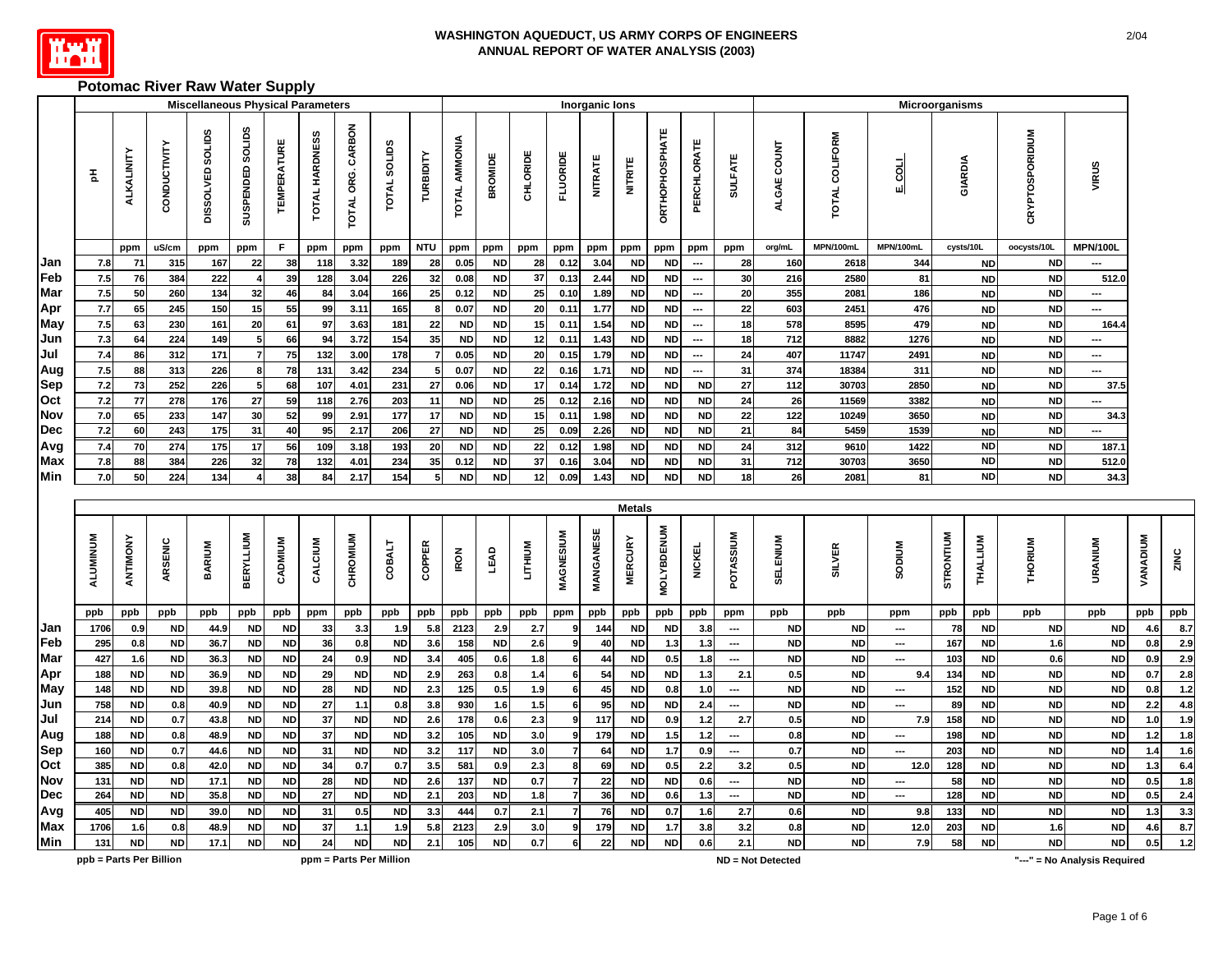# WASHINGTON AQUEDUCT, US ARMY CORPS OF ENGINEERS
## ANNUAL REPORT OF WATER ANALYSIS (2003)

## Potomac River Raw Water Supply

| | Miscellaneous Physical Parameters | | | | | | | | | | Inorganic Ions | | | | | | | | | Microorganisms | | | | | |
|---|---|---|---|---|---|---|---|---|---|---|---|---|---|---|---|---|---|---|---|---|---|---|---|---|---|
| | pH | ALKALINITY | CONDUCTIVITY | DISSOLVED SOLIDS | SUSPENDED SOLIDS | TEMPERATURE | TOTAL HARDNESS | TOTAL ORG. CARBON | TOTAL SOLIDS | TURBIDITY | TOTAL AMMONIA | BROMIDE | CHLORIDE | FLUORIDE | NITRATE | NITRITE | ORTHOPHOSPHATE | PERCHLORATE | SULFATE | ALGAE COUNT | TOTAL COLIFORM | E. COLI | GIARDIA | CRYPTOSPORIDIUM | VIRUS |
| | | ppm | uS/cm | ppm | ppm | F | ppm | ppm | ppm | NTU | ppm | ppm | ppm | ppm | ppm | ppm | ppm | ppm | ppm | org/mL | MPN/100mL | MPN/100mL | cysts/10L | oocysts/10L | MPN/100L |
| Jan | 7.8 | 71 | 315 | 167 | 22 | 38 | 118 | 3.32 | 189 | 28 | 0.05 | ND | 28 | 0.12 | 3.04 | ND | ND | --- | 28 | 160 | 2618 | 344 | ND | ND | --- |
| Feb | 7.5 | 76 | 384 | 222 | 4 | 39 | 128 | 3.04 | 226 | 32 | 0.08 | ND | 37 | 0.13 | 2.44 | ND | ND | --- | 30 | 216 | 2580 | 81 | ND | ND | 512.0 |
| Mar | 7.5 | 50 | 260 | 134 | 32 | 46 | 84 | 3.04 | 166 | 25 | 0.12 | ND | 25 | 0.10 | 1.89 | ND | ND | --- | 20 | 355 | 2081 | 186 | ND | ND | --- |
| Apr | 7.7 | 65 | 245 | 150 | 15 | 55 | 99 | 3.11 | 165 | 8 | 0.07 | ND | 20 | 0.11 | 1.77 | ND | ND | --- | 22 | 603 | 2451 | 476 | ND | ND | --- |
| May | 7.5 | 63 | 230 | 161 | 20 | 61 | 97 | 3.63 | 181 | 22 | ND | ND | 15 | 0.11 | 1.54 | ND | ND | --- | 18 | 578 | 8595 | 479 | ND | ND | 164.4 |
| Jun | 7.3 | 64 | 224 | 149 | 5 | 66 | 94 | 3.72 | 154 | 35 | ND | ND | 12 | 0.11 | 1.43 | ND | ND | --- | 18 | 712 | 8882 | 1276 | ND | ND | --- |
| Jul | 7.4 | 86 | 312 | 171 | 7 | 75 | 132 | 3.00 | 178 | 7 | 0.05 | ND | 20 | 0.15 | 1.79 | ND | ND | --- | 24 | 407 | 11747 | 2491 | ND | ND | --- |
| Aug | 7.5 | 88 | 313 | 226 | 8 | 78 | 131 | 3.42 | 234 | 5 | 0.07 | ND | 22 | 0.16 | 1.71 | ND | ND | --- | 31 | 374 | 18384 | 311 | ND | ND | --- |
| Sep | 7.2 | 73 | 252 | 226 | 5 | 68 | 107 | 4.01 | 231 | 27 | 0.06 | ND | 17 | 0.14 | 1.72 | ND | ND | ND | 27 | 112 | 30703 | 2850 | ND | ND | 37.5 |
| Oct | 7.2 | 77 | 278 | 176 | 27 | 59 | 118 | 2.76 | 203 | 11 | ND | ND | 25 | 0.12 | 2.16 | ND | ND | ND | 24 | 26 | 11569 | 3382 | ND | ND | --- |
| Nov | 7.0 | 65 | 233 | 147 | 30 | 52 | 99 | 2.91 | 177 | 17 | ND | ND | 15 | 0.11 | 1.98 | ND | ND | ND | 22 | 122 | 10249 | 3650 | ND | ND | 34.3 |
| Dec | 7.2 | 60 | 243 | 175 | 31 | 40 | 95 | 2.17 | 206 | 27 | ND | ND | 25 | 0.09 | 2.26 | ND | ND | ND | 21 | 84 | 5459 | 1539 | ND | ND | --- |
| Avg | 7.4 | 70 | 274 | 175 | 17 | 56 | 109 | 3.18 | 193 | 20 | ND | ND | 22 | 0.12 | 1.98 | ND | ND | ND | 24 | 312 | 9610 | 1422 | ND | ND | 187.1 |
| Max | 7.8 | 88 | 384 | 226 | 32 | 78 | 132 | 4.01 | 234 | 35 | 0.12 | ND | 37 | 0.16 | 3.04 | ND | ND | ND | 31 | 712 | 30703 | 3650 | ND | ND | 512.0 |
| Min | 7.0 | 50 | 224 | 134 | 4 | 38 | 84 | 2.17 | 154 | 5 | ND | ND | 12 | 0.09 | 1.43 | ND | ND | ND | 18 | 26 | 2081 | 81 | ND | ND | 34.3 |

| | Metals | | | | | | | | | | | | | | | | | | | | | | | | | | | |
|---|---|---|---|---|---|---|---|---|---|---|---|---|---|---|---|---|---|---|---|---|---|---|---|---|---|---|---|---|
| | ALUMINUM | ANTIMONY | ARSENIC | BARIUM | BERYLLIUM | CADMIUM | CALCIUM | CHROMIUM | COBALT | COPPER | IRON | LEAD | LITHIUM | MAGNESIUM | MANGANESE | MERCURY | MOLYBDENUM | NICKEL | POTASSIUM | SELENIUM | SILVER | SODIUM | STRONTIUM | THALLIUM | THORIUM | URANIUM | VANADIUM | ZINC |
| | ppb | ppb | ppb | ppb | ppb | ppb | ppm | ppb | ppb | ppb | ppb | ppb | ppb | ppm | ppb | ppb | ppb | ppb | ppm | ppb | ppb | ppm | ppb | ppb | ppb | ppb | ppb | ppb |
| Jan | 1706 | 0.9 | ND | 44.9 | ND | ND | 33 | 3.3 | 1.9 | 5.8 | 2123 | 2.9 | 2.7 | 9 | 144 | ND | ND | 3.8 | --- | ND | ND | --- | 78 | ND | ND | ND | 4.6 | 8.7 |
| Feb | 295 | 0.8 | ND | 36.7 | ND | ND | 36 | 0.8 | ND | 3.6 | 158 | ND | 2.6 | 9 | 40 | ND | 1.3 | 1.3 | --- | ND | ND | --- | 167 | ND | 1.6 | ND | 0.8 | 2.9 |
| Mar | 427 | 1.6 | ND | 36.3 | ND | ND | 24 | 0.9 | ND | 3.4 | 405 | 0.6 | 1.8 | 6 | 44 | ND | 0.5 | 1.8 | --- | ND | ND | --- | 103 | ND | 0.6 | ND | 0.9 | 2.9 |
| Apr | 188 | ND | ND | 36.9 | ND | ND | 29 | ND | ND | 2.9 | 263 | 0.8 | 1.4 | 6 | 54 | ND | ND | 1.3 | 2.1 | 0.5 | ND | 9.4 | 134 | ND | ND | ND | 0.7 | 2.8 |
| May | 148 | ND | ND | 39.8 | ND | ND | 28 | ND | ND | 2.3 | 125 | 0.5 | 1.9 | 6 | 45 | ND | 0.8 | 1.0 | --- | ND | ND | --- | 152 | ND | ND | ND | 0.8 | 1.2 |
| Jun | 758 | ND | 0.8 | 40.9 | ND | ND | 27 | 1.1 | 0.8 | 3.8 | 930 | 1.6 | 1.5 | 6 | 95 | ND | ND | 2.4 | --- | ND | ND | --- | 89 | ND | ND | ND | 2.2 | 4.8 |
| Jul | 214 | ND | 0.7 | 43.8 | ND | ND | 37 | ND | ND | 2.6 | 178 | 0.6 | 2.3 | 9 | 117 | ND | 0.9 | 1.2 | 2.7 | 0.5 | ND | 7.9 | 158 | ND | ND | ND | 1.0 | 1.9 |
| Aug | 188 | ND | 0.8 | 48.9 | ND | ND | 37 | ND | ND | 3.2 | 105 | ND | 3.0 | 9 | 179 | ND | 1.5 | 1.2 | --- | 0.8 | ND | --- | 198 | ND | ND | ND | 1.2 | 1.8 |
| Sep | 160 | ND | 0.7 | 44.6 | ND | ND | 31 | ND | ND | 3.2 | 117 | ND | 3.0 | 7 | 64 | ND | 1.7 | 0.9 | --- | 0.7 | ND | --- | 203 | ND | ND | ND | 1.4 | 1.6 |
| Oct | 385 | ND | 0.8 | 42.0 | ND | ND | 34 | 0.7 | 0.7 | 3.5 | 581 | 0.9 | 2.3 | 8 | 69 | ND | 0.5 | 2.2 | 3.2 | 0.5 | ND | 12.0 | 128 | ND | ND | ND | 1.3 | 6.4 |
| Nov | 131 | ND | ND | 17.1 | ND | ND | 28 | ND | ND | 2.6 | 137 | ND | 0.7 | 7 | 22 | ND | ND | 0.6 | --- | ND | ND | --- | 58 | ND | ND | ND | 0.5 | 1.8 |
| Dec | 264 | ND | ND | 35.8 | ND | ND | 27 | ND | ND | 2.1 | 203 | ND | 1.8 | 7 | 36 | ND | 0.6 | 1.3 | --- | ND | ND | --- | 128 | ND | ND | ND | 0.5 | 2.4 |
| Avg | 405 | ND | ND | 39.0 | ND | ND | 31 | 0.5 | ND | 3.3 | 444 | 0.7 | 2.1 | 7 | 76 | ND | 0.7 | 1.6 | 2.7 | 0.6 | ND | 9.8 | 133 | ND | ND | ND | 1.3 | 3.3 |
| Max | 1706 | 1.6 | 0.8 | 48.9 | ND | ND | 37 | 1.1 | 1.9 | 5.8 | 2123 | 2.9 | 3.0 | 9 | 179 | ND | 1.7 | 3.8 | 3.2 | 0.8 | ND | 12.0 | 203 | ND | 1.6 | ND | 4.6 | 8.7 |
| Min | 131 | ND | ND | 17.1 | ND | ND | 24 | ND | ND | 2.1 | 105 | ND | 0.7 | 6 | 22 | ND | ND | 0.6 | 2.1 | ND | ND | 7.9 | 58 | ND | ND | ND | 0.5 | 1.2 |

ppb = Parts Per Billion    ppm = Parts Per Million    ND = Not Detected    "---" = No Analysis Required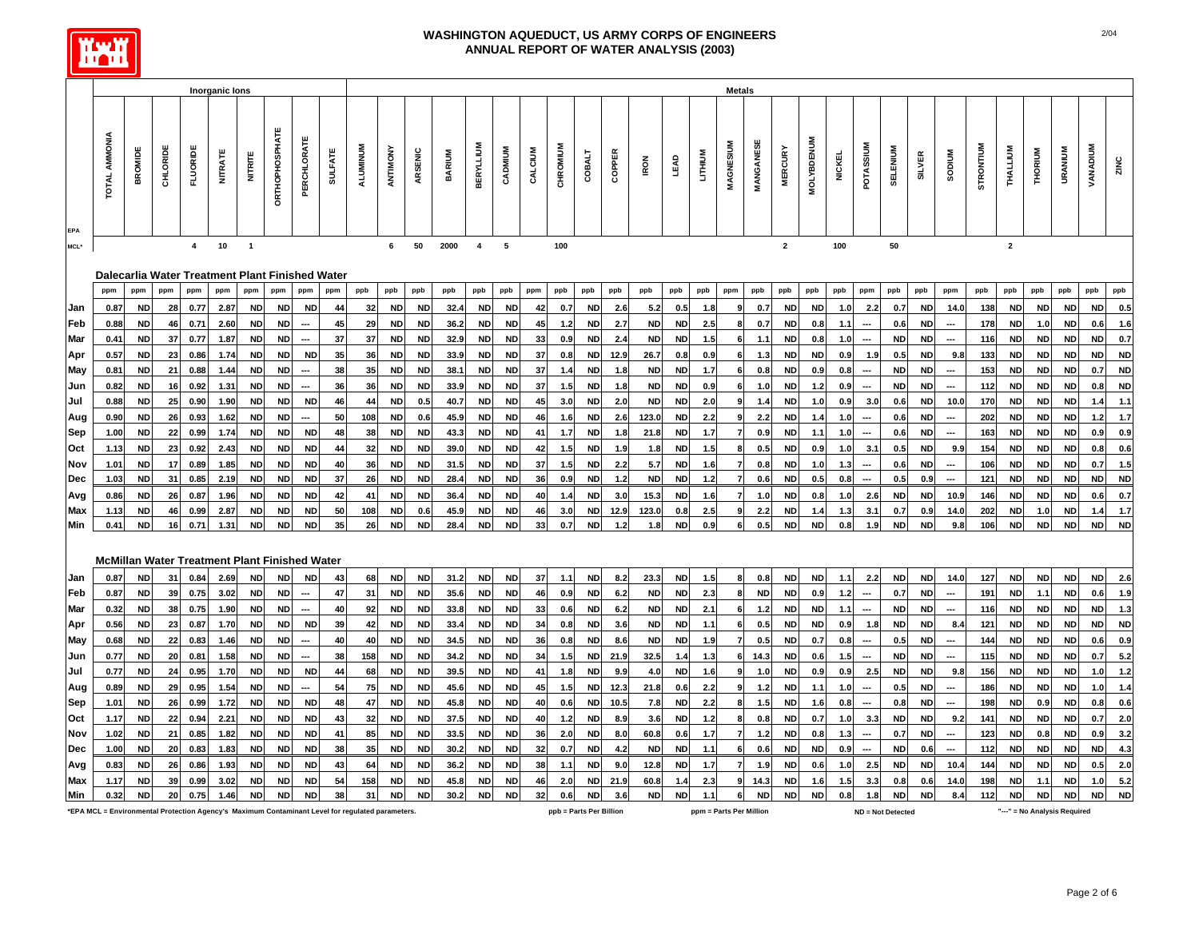# WASHINGTON AQUEDUCT, US ARMY CORPS OF ENGINEERS
## ANNUAL REPORT OF WATER ANALYSIS (2003)

### Dalecarlia Water Treatment Plant Finished Water

| | Inorganic Ions | | | | | | | | | Metals | | | | | | | | | | | | | | | | | | | | | | | | | | | | |
|---|---|---|---|---|---|---|---|---|---|---|---|---|---|---|---|---|---|---|---|---|---|---|---|---|---|---|---|---|---|---|---|---|---|---|---|---|---|---|
| | TOTAL AMMONIA | BROMIDE | CHLORIDE | FLUORIDE | NITRATE | NITRITE | ORTHOPHOSPHATE | PERCHLORATE | SULFATE | ALUMINUM | ANTIMONY | ARSENIC | BARIUM | BERYLLIUM | CADMIUM | CALCIUM | CHROMIUM | COBALT | COPPER | IRON | LEAD | LITHIUM | MAGNESIUM | MANGANESE | MERCURY | MOLYBDENUM | NICKEL | POTASSIUM | SELENIUM | SILVER | SODIUM | STRONTIUM | THALLIUM | THORIUM | URANIUM | VANADIUM | ZINC |
| EPA MCL* | | | | 4 | 10 | 1 | | | | | 6 | 50 | 2000 | 4 | 5 | | 100 | | | | | | | | 2 | | 100 | | 50 | | | | 2 | | | | |
| | ppm | ppm | ppm | ppm | ppm | ppm | ppm | ppm | ppm | ppb | ppb | ppb | ppb | ppb | ppb | ppm | ppb | ppb | ppb | ppb | ppb | ppb | ppm | ppb | ppb | ppb | ppb | ppm | ppb | ppb | ppm | ppb | ppb | ppb | ppb | ppb | ppb |
| Jan | 0.87 | ND | 28 | 0.77 | 2.87 | ND | ND | ND | 44 | 32 | ND | ND | 32.4 | ND | ND | 42 | 0.7 | ND | 2.6 | 5.2 | 0.5 | 1.8 | 9 | 0.7 | ND | ND | 1.0 | 2.2 | 0.7 | ND | 14.0 | 138 | ND | ND | ND | ND | 0.5 |
| Feb | 0.88 | ND | 46 | 0.71 | 2.60 | ND | ND | --- | 45 | 29 | ND | ND | 36.2 | ND | ND | 45 | 1.2 | ND | 2.7 | ND | ND | 2.5 | 8 | 0.7 | ND | 0.8 | 1.1 | --- | 0.6 | ND | --- | 178 | ND | 1.0 | ND | 0.6 | 1.6 |
| Mar | 0.41 | ND | 37 | 0.77 | 1.87 | ND | ND | --- | 37 | 37 | ND | ND | 32.9 | ND | ND | 33 | 0.9 | ND | 2.4 | ND | ND | 1.5 | 6 | 1.1 | ND | 0.8 | 1.0 | --- | ND | ND | --- | 116 | ND | ND | ND | ND | 0.7 |
| Apr | 0.57 | ND | 23 | 0.86 | 1.74 | ND | ND | ND | 35 | 36 | ND | ND | 33.9 | ND | ND | 37 | 0.8 | ND | 12.9 | 26.7 | 0.8 | 0.9 | 6 | 1.3 | ND | ND | 0.9 | 1.9 | 0.5 | ND | 9.8 | 133 | ND | ND | ND | ND | ND |
| May | 0.81 | ND | 21 | 0.88 | 1.44 | ND | ND | --- | 38 | 35 | ND | ND | 38.1 | ND | ND | 37 | 1.4 | ND | 1.8 | ND | ND | 1.7 | 6 | 0.8 | ND | 0.9 | 0.8 | --- | ND | ND | --- | 153 | ND | ND | ND | 0.7 | ND |
| Jun | 0.82 | ND | 16 | 0.92 | 1.31 | ND | ND | --- | 36 | 36 | ND | ND | 33.9 | ND | ND | 37 | 1.5 | ND | 1.8 | ND | ND | 0.9 | 6 | 1.0 | ND | 1.2 | 0.9 | --- | ND | ND | --- | 112 | ND | ND | ND | 0.8 | ND |
| Jul | 0.88 | ND | 25 | 0.90 | 1.90 | ND | ND | ND | 46 | 44 | ND | 0.5 | 40.7 | ND | ND | 45 | 3.0 | ND | 2.0 | ND | ND | 2.0 | 9 | 1.4 | ND | 1.0 | 0.9 | 3.0 | 0.6 | ND | 10.0 | 170 | ND | ND | ND | 1.4 | 1.1 |
| Aug | 0.90 | ND | 26 | 0.93 | 1.62 | ND | ND | --- | 50 | 108 | ND | 0.6 | 45.9 | ND | ND | 46 | 1.6 | ND | 2.6 | 123.0 | ND | 2.2 | 9 | 2.2 | ND | 1.4 | 1.0 | --- | 0.6 | ND | --- | 202 | ND | ND | ND | 1.2 | 1.7 |
| Sep | 1.00 | ND | 22 | 0.99 | 1.74 | ND | ND | ND | 48 | 38 | ND | ND | 43.3 | ND | ND | 41 | 1.7 | ND | 1.8 | 21.8 | ND | 1.7 | 7 | 0.9 | ND | 1.1 | 1.0 | --- | 0.6 | ND | --- | 163 | ND | ND | ND | 0.9 | 0.9 |
| Oct | 1.13 | ND | 23 | 0.92 | 2.43 | ND | ND | ND | 44 | 32 | ND | ND | 39.0 | ND | ND | 42 | 1.5 | ND | 1.9 | 1.8 | ND | 1.5 | 8 | 0.5 | ND | 0.9 | 1.0 | 3.1 | 0.5 | ND | 9.9 | 154 | ND | ND | ND | 0.8 | 0.6 |
| Nov | 1.01 | ND | 17 | 0.89 | 1.85 | ND | ND | ND | 40 | 36 | ND | ND | 31.5 | ND | ND | 37 | 1.5 | ND | 2.2 | 5.7 | ND | 1.6 | 7 | 0.8 | ND | 1.0 | 1.3 | --- | 0.6 | ND | --- | 106 | ND | ND | ND | 0.7 | 1.5 |
| Dec | 1.03 | ND | 31 | 0.85 | 2.19 | ND | ND | ND | 37 | 26 | ND | ND | 28.4 | ND | ND | 36 | 0.9 | ND | 1.2 | ND | ND | 1.2 | 7 | 0.6 | ND | 0.5 | 0.8 | --- | 0.5 | 0.9 | --- | 121 | ND | ND | ND | ND | ND |
| Avg | 0.86 | ND | 26 | 0.87 | 1.96 | ND | ND | ND | 42 | 41 | ND | ND | 36.4 | ND | ND | 40 | 1.4 | ND | 3.0 | 15.3 | ND | 1.6 | 7 | 1.0 | ND | 0.8 | 1.0 | 2.6 | ND | ND | 10.9 | 146 | ND | ND | ND | 0.6 | 0.7 |
| Max | 1.13 | ND | 46 | 0.99 | 2.87 | ND | ND | ND | 50 | 108 | ND | 0.6 | 45.9 | ND | ND | 46 | 3.0 | ND | 12.9 | 123.0 | 0.8 | 2.5 | 9 | 2.2 | ND | 1.4 | 1.3 | 3.1 | 0.7 | 0.9 | 14.0 | 202 | ND | 1.0 | ND | 1.4 | 1.7 |
| Min | 0.41 | ND | 16 | 0.71 | 1.31 | ND | ND | ND | 35 | 26 | ND | ND | 28.4 | ND | ND | 33 | 0.7 | ND | 1.2 | 1.8 | ND | 0.9 | 6 | 0.5 | ND | ND | 0.8 | 1.9 | ND | ND | 9.8 | 106 | ND | ND | ND | ND | ND |

### McMillan Water Treatment Plant Finished Water

| | TOTAL AMMONIA | BROMIDE | CHLORIDE | FLUORIDE | NITRATE | NITRITE | ORTHOPHOSPHATE | PERCHLORATE | SULFATE | ALUMINUM | ANTIMONY | ARSENIC | BARIUM | BERYLLIUM | CADMIUM | CALCIUM | CHROMIUM | COBALT | COPPER | IRON | LEAD | LITHIUM | MAGNESIUM | MANGANESE | MERCURY | MOLYBDENUM | NICKEL | POTASSIUM | SELENIUM | SILVER | SODIUM | STRONTIUM | THALLIUM | THORIUM | URANIUM | VANADIUM | ZINC |
|---|---|---|---|---|---|---|---|---|---|---|---|---|---|---|---|---|---|---|---|---|---|---|---|---|---|---|---|---|---|---|---|---|---|---|---|---|---|
| | ppm | ppm | ppm | ppm | ppm | ppm | ppm | ppm | ppm | ppb | ppb | ppb | ppb | ppb | ppb | ppm | ppb | ppb | ppb | ppb | ppb | ppb | ppm | ppb | ppb | ppb | ppb | ppm | ppb | ppb | ppm | ppb | ppb | ppb | ppb | ppb | ppb |
| Jan | 0.87 | ND | 31 | 0.84 | 2.69 | ND | ND | ND | 43 | 68 | ND | ND | 31.2 | ND | ND | 37 | 1.1 | ND | 8.2 | 23.3 | ND | 1.5 | 8 | 0.8 | ND | ND | 1.1 | 2.2 | ND | ND | 14.0 | 127 | ND | ND | ND | ND | 2.6 |
| Feb | 0.87 | ND | 39 | 0.75 | 3.02 | ND | ND | --- | 47 | 31 | ND | ND | 35.6 | ND | ND | 46 | 0.9 | ND | 6.2 | ND | ND | 2.3 | 8 | ND | ND | 0.9 | 1.2 | --- | 0.7 | ND | --- | 191 | ND | 1.1 | ND | 0.6 | 1.9 |
| Mar | 0.32 | ND | 38 | 0.75 | 1.90 | ND | ND | --- | 40 | 92 | ND | ND | 33.8 | ND | ND | 33 | 0.6 | ND | 6.2 | ND | ND | 2.1 | 6 | 1.2 | ND | ND | 1.1 | --- | ND | ND | --- | 116 | ND | ND | ND | ND | 1.3 |
| Apr | 0.56 | ND | 23 | 0.87 | 1.70 | ND | ND | ND | 39 | 42 | ND | ND | 33.4 | ND | ND | 34 | 0.8 | ND | 3.6 | ND | ND | 1.1 | 6 | 0.5 | ND | ND | 0.9 | 1.8 | ND | ND | 8.4 | 121 | ND | ND | ND | ND | ND |
| May | 0.68 | ND | 22 | 0.83 | 1.46 | ND | ND | --- | 40 | 40 | ND | ND | 34.5 | ND | ND | 36 | 0.8 | ND | 8.6 | ND | ND | 1.9 | 7 | 0.5 | ND | 0.7 | 0.8 | --- | 0.5 | ND | --- | 144 | ND | ND | ND | 0.6 | 0.9 |
| Jun | 0.77 | ND | 20 | 0.81 | 1.58 | ND | ND | --- | 38 | 158 | ND | ND | 34.2 | ND | ND | 34 | 1.5 | ND | 21.9 | 32.5 | 1.4 | 1.3 | 6 | 14.3 | ND | 0.6 | 1.5 | --- | ND | ND | --- | 115 | ND | ND | ND | 0.7 | 5.2 |
| Jul | 0.77 | ND | 24 | 0.95 | 1.70 | ND | ND | ND | 44 | 68 | ND | ND | 39.5 | ND | ND | 41 | 1.8 | ND | 9.9 | 4.0 | ND | 1.6 | 9 | 1.0 | ND | 0.9 | 0.9 | 2.5 | ND | ND | 9.8 | 156 | ND | ND | ND | 1.0 | 1.2 |
| Aug | 0.89 | ND | 29 | 0.95 | 1.54 | ND | ND | --- | 54 | 75 | ND | ND | 45.6 | ND | ND | 45 | 1.5 | ND | 12.3 | 21.8 | 0.6 | 2.2 | 9 | 1.2 | ND | 1.1 | 1.0 | --- | 0.5 | ND | --- | 186 | ND | ND | ND | 1.0 | 1.4 |
| Sep | 1.01 | ND | 26 | 0.99 | 1.72 | ND | ND | ND | 48 | 47 | ND | ND | 45.8 | ND | ND | 40 | 0.6 | ND | 10.5 | 7.8 | ND | 2.2 | 8 | 1.5 | ND | 1.6 | 0.8 | --- | 0.8 | ND | --- | 198 | ND | 0.9 | ND | 0.8 | 0.6 |
| Oct | 1.17 | ND | 22 | 0.94 | 2.21 | ND | ND | ND | 43 | 32 | ND | ND | 37.5 | ND | ND | 40 | 1.2 | ND | 8.9 | 3.6 | ND | 1.2 | 8 | 0.8 | ND | 0.7 | 1.0 | 3.3 | ND | ND | 9.2 | 141 | ND | ND | ND | 0.7 | 2.0 |
| Nov | 1.02 | ND | 21 | 0.85 | 1.82 | ND | ND | ND | 41 | 85 | ND | ND | 33.5 | ND | ND | 36 | 2.0 | ND | 8.0 | 60.8 | 0.6 | 1.7 | 7 | 1.2 | ND | 0.8 | 1.3 | --- | 0.7 | ND | --- | 123 | ND | 0.8 | ND | 0.9 | 3.2 |
| Dec | 1.00 | ND | 20 | 0.83 | 1.83 | ND | ND | ND | 38 | 35 | ND | ND | 30.2 | ND | ND | 32 | 0.7 | ND | 4.2 | ND | ND | 1.1 | 6 | 0.6 | ND | ND | 0.9 | --- | ND | 0.6 | --- | 112 | ND | ND | ND | ND | 4.3 |
| Avg | 0.83 | ND | 26 | 0.86 | 1.93 | ND | ND | ND | 43 | 64 | ND | ND | 36.2 | ND | ND | 38 | 1.1 | ND | 9.0 | 12.8 | ND | 1.7 | 7 | 1.9 | ND | 0.6 | 1.0 | 2.5 | ND | ND | 10.4 | 144 | ND | ND | ND | 0.5 | 2.0 |
| Max | 1.17 | ND | 39 | 0.99 | 3.02 | ND | ND | ND | 54 | 158 | ND | ND | 45.8 | ND | ND | 46 | 2.0 | ND | 21.9 | 60.8 | 1.4 | 2.3 | 9 | 14.3 | ND | 1.6 | 1.5 | 3.3 | 0.8 | 0.6 | 14.0 | 198 | ND | 1.1 | ND | 1.0 | 5.2 |
| Min | 0.32 | ND | 20 | 0.75 | 1.46 | ND | ND | ND | 38 | 31 | ND | ND | 30.2 | ND | ND | 32 | 0.6 | ND | 3.6 | ND | ND | 1.1 | 6 | ND | ND | ND | 0.8 | 1.8 | ND | ND | 8.4 | 112 | ND | ND | ND | ND | ND |

*EPA MCL = Environmental Protection Agency's Maximum Contaminant Level for regulated parameters. ppb = Parts Per Billion ppm = Parts Per Million ND = Not Detected "---" = No Analysis Required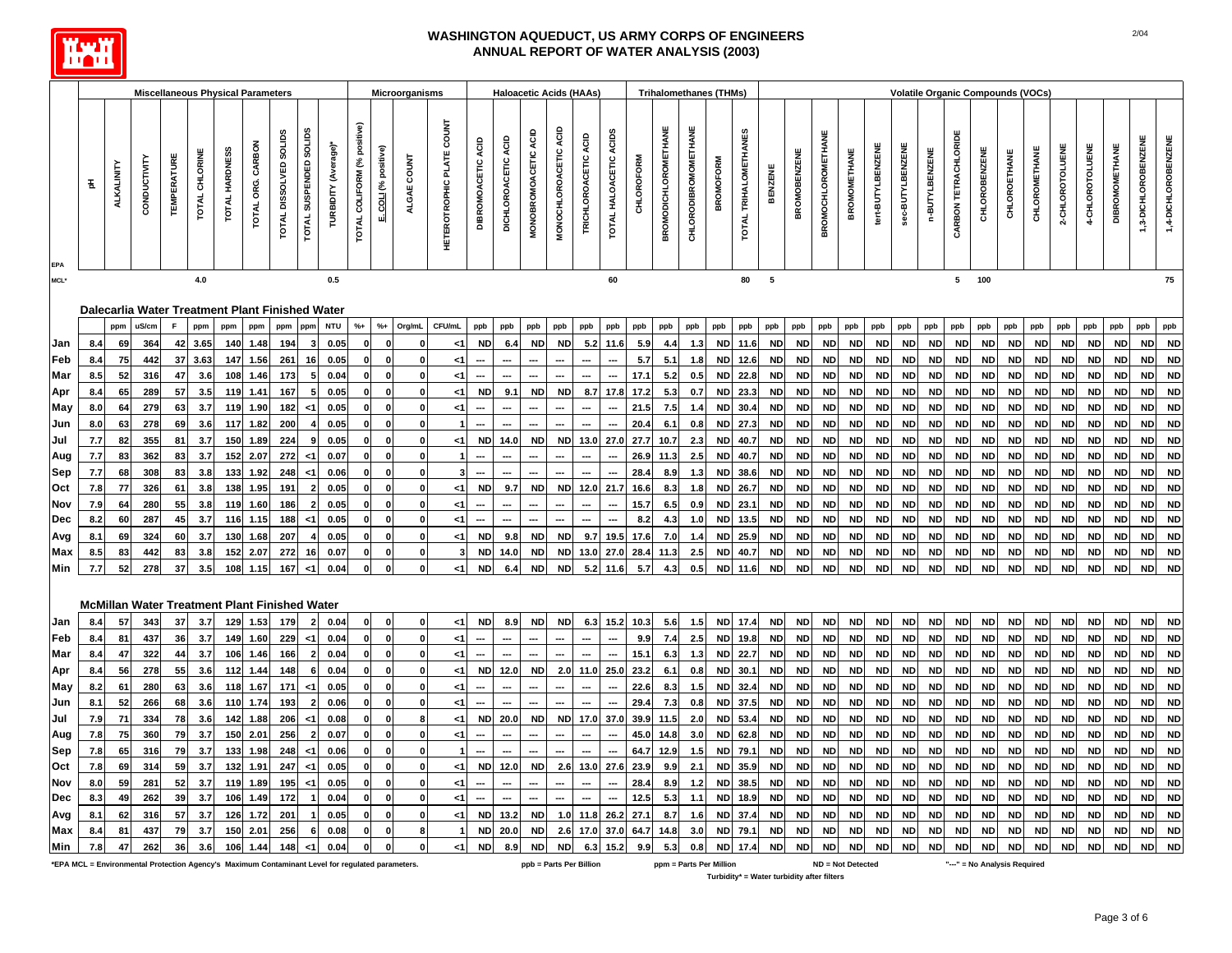# WASHINGTON AQUEDUCT, US ARMY CORPS OF ENGINEERS
## ANNUAL REPORT OF WATER ANALYSIS (2003)

| | Miscellaneous Physical Parameters | | | | | | | | | | Microorganisms | | | | Haloacetic Acids (HAAs) | | | | | | Trihalomethanes (THMs) | | | | | Volatile Organic Compounds (VOCs) | | | | | | | | | | | | | | | | | | |
|---|---|---|---|---|---|---|---|---|---|---|---|---|---|---|---|---|---|---|---|---|---|---|---|---|---|---|---|---|---|---|---|---|---|---|---|---|---|---|---|---|---|---|---|---|
| | pH | ALKALINITY | CONDUCTIVITY | TEMPERATURE | TOTAL CHLORINE | TOTAL HARDNESS | TOTAL ORG. CARBON | TOTAL DISSOLVED SOLIDS | TOTAL SUSPENDED SOLIDS | TURBIDITY (Average)* | TOTAL COLIFORM (% positive) | E. COLI (% positive) | ALGAE COUNT | HETEROTROPHIC PLATE COUNT | DIBROMOACETIC ACID | DICHLOROACETIC ACID | MONOBROMOACETIC ACID | MONOCHLOROACETIC ACID | TRICHLOROACETIC ACID | TOTAL HALOACETIC ACIDS | CHLOROFORM | BROMODICHLOROMETHANE | CHLORODIBROMOMETHANE | BROMOFORM | TOTAL TRIHALOMETHANES | BENZENE | BROMOBENZENE | BROMOCHLOROMETHANE | BROMOMETHANE | tert-BUTYLBENZENE | sec-BUTYLBENZENE | n-BUTYLBENZENE | CARBON TETRACHLORIDE | CHLOROBENZENE | CHLOROETHANE | CHLOROMETHANE | 2-CHLOROTOLUENE | 4-CHLOROTOLUENE | DIBROMOMETHANE | 1,3-DICHLOROBENZENE | 1,4-DICHLOROBENZENE |
| EPA MCL* | | | | | 4.0 | | | | | 0.5 | | | | | | | | | | 60 | | | | | 80 | 5 | | | | | | | 5 | 100 | | | | | | | 75 |
| **Dalecarlia Water Treatment Plant Finished Water** | | | | | | | | | | | | | | | | | | | | | | | | | | | | | | | | | | | | | | | | | |
| | | ppm | uS/cm | F | ppm | ppm | ppm | ppm | ppm | NTU | %+ | %+ | Org/mL | CFU/mL | ppb | ppb | ppb | ppb | ppb | ppb | ppb | ppb | ppb | ppb | ppb | ppb | ppb | ppb | ppb | ppb | ppb | ppb | ppb | ppb | ppb | ppb | ppb | ppb | ppb | ppb | ppb |
| Jan | 8.4 | 69 | 364 | 42 | 3.65 | 140 | 1.48 | 194 | 3 | 0.05 | 0 | 0 | 0 | <1 | ND | 6.4 | ND | ND | 5.2 | 11.6 | 5.9 | 4.4 | 1.3 | ND | 11.6 | ND | ND | ND | ND | ND | ND | ND | ND | ND | ND | ND | ND | ND | ND | ND | ND |
| Feb | 8.4 | 75 | 442 | 37 | 3.63 | 147 | 1.56 | 261 | 16 | 0.05 | 0 | 0 | 0 | <1 | --- | --- | --- | --- | --- | --- | 5.7 | 5.1 | 1.8 | ND | 12.6 | ND | ND | ND | ND | ND | ND | ND | ND | ND | ND | ND | ND | ND | ND | ND | ND |
| Mar | 8.5 | 52 | 316 | 47 | 3.6 | 108 | 1.46 | 173 | 5 | 0.04 | 0 | 0 | 0 | <1 | --- | --- | --- | --- | --- | --- | 17.1 | 5.2 | 0.5 | ND | 22.8 | ND | ND | ND | ND | ND | ND | ND | ND | ND | ND | ND | ND | ND | ND | ND | ND |
| Apr | 8.4 | 65 | 289 | 57 | 3.5 | 119 | 1.41 | 167 | 5 | 0.05 | 0 | 0 | 0 | <1 | ND | 9.1 | ND | ND | 8.7 | 17.8 | 17.2 | 5.3 | 0.7 | ND | 23.3 | ND | ND | ND | ND | ND | ND | ND | ND | ND | ND | ND | ND | ND | ND | ND | ND |
| May | 8.0 | 64 | 279 | 63 | 3.7 | 119 | 1.90 | 182 | <1 | 0.05 | 0 | 0 | 0 | <1 | --- | --- | --- | --- | --- | --- | 21.5 | 7.5 | 1.4 | ND | 30.4 | ND | ND | ND | ND | ND | ND | ND | ND | ND | ND | ND | ND | ND | ND | ND | ND |
| Jun | 8.0 | 63 | 278 | 69 | 3.6 | 117 | 1.82 | 200 | 4 | 0.05 | 0 | 0 | 0 | 1 | --- | --- | --- | --- | --- | --- | 20.4 | 6.1 | 0.8 | ND | 27.3 | ND | ND | ND | ND | ND | ND | ND | ND | ND | ND | ND | ND | ND | ND | ND | ND |
| Jul | 7.7 | 82 | 355 | 81 | 3.7 | 150 | 1.89 | 224 | 9 | 0.05 | 0 | 0 | 0 | <1 | ND | 14.0 | ND | ND | 13.0 | 27.0 | 27.7 | 10.7 | 2.3 | ND | 40.7 | ND | ND | ND | ND | ND | ND | ND | ND | ND | ND | ND | ND | ND | ND | ND | ND |
| Aug | 7.7 | 83 | 362 | 83 | 3.7 | 152 | 2.07 | 272 | <1 | 0.07 | 0 | 0 | 0 | 1 | --- | --- | --- | --- | --- | --- | 26.9 | 11.3 | 2.5 | ND | 40.7 | ND | ND | ND | ND | ND | ND | ND | ND | ND | ND | ND | ND | ND | ND | ND | ND |
| Sep | 7.7 | 68 | 308 | 83 | 3.8 | 133 | 1.92 | 248 | <1 | 0.06 | 0 | 0 | 0 | 3 | --- | --- | --- | --- | --- | --- | 28.4 | 8.9 | 1.3 | ND | 38.6 | ND | ND | ND | ND | ND | ND | ND | ND | ND | ND | ND | ND | ND | ND | ND | ND |
| Oct | 7.8 | 77 | 326 | 61 | 3.8 | 138 | 1.95 | 191 | 2 | 0.05 | 0 | 0 | 0 | <1 | ND | 9.7 | ND | ND | 12.0 | 21.7 | 16.6 | 8.3 | 1.8 | ND | 26.7 | ND | ND | ND | ND | ND | ND | ND | ND | ND | ND | ND | ND | ND | ND | ND | ND |
| Nov | 7.9 | 64 | 280 | 55 | 3.8 | 119 | 1.60 | 186 | 2 | 0.05 | 0 | 0 | 0 | <1 | --- | --- | --- | --- | --- | --- | 15.7 | 6.5 | 0.9 | ND | 23.1 | ND | ND | ND | ND | ND | ND | ND | ND | ND | ND | ND | ND | ND | ND | ND | ND |
| Dec | 8.2 | 60 | 287 | 45 | 3.7 | 116 | 1.15 | 188 | <1 | 0.05 | 0 | 0 | 0 | <1 | --- | --- | --- | --- | --- | --- | 8.2 | 4.3 | 1.0 | ND | 13.5 | ND | ND | ND | ND | ND | ND | ND | ND | ND | ND | ND | ND | ND | ND | ND | ND |
| Avg | 8.1 | 69 | 324 | 60 | 3.7 | 130 | 1.68 | 207 | 4 | 0.05 | 0 | 0 | 0 | <1 | ND | 9.8 | ND | ND | 9.7 | 19.5 | 17.6 | 7.0 | 1.4 | ND | 25.9 | ND | ND | ND | ND | ND | ND | ND | ND | ND | ND | ND | ND | ND | ND | ND | ND |
| Max | 8.5 | 83 | 442 | 83 | 3.8 | 152 | 2.07 | 272 | 16 | 0.07 | 0 | 0 | 0 | 3 | ND | 14.0 | ND | ND | 13.0 | 27.0 | 28.4 | 11.3 | 2.5 | ND | 40.7 | ND | ND | ND | ND | ND | ND | ND | ND | ND | ND | ND | ND | ND | ND | ND | ND |
| Min | 7.7 | 52 | 278 | 37 | 3.5 | 108 | 1.15 | 167 | <1 | 0.04 | 0 | 0 | 0 | <1 | ND | 6.4 | ND | ND | 5.2 | 11.6 | 5.7 | 4.3 | 0.5 | ND | 11.6 | ND | ND | ND | ND | ND | ND | ND | ND | ND | ND | ND | ND | ND | ND | ND | ND |
| **McMillan Water Treatment Plant Finished Water** | | | | | | | | | | | | | | | | | | | | | | | | | | | | | | | | | | | | | | | | | |
| Jan | 8.4 | 57 | 343 | 37 | 3.7 | 129 | 1.53 | 179 | 2 | 0.04 | 0 | 0 | 0 | <1 | ND | 8.9 | ND | ND | 6.3 | 15.2 | 10.3 | 5.6 | 1.5 | ND | 17.4 | ND | ND | ND | ND | ND | ND | ND | ND | ND | ND | ND | ND | ND | ND | ND | ND |
| Feb | 8.4 | 81 | 437 | 36 | 3.7 | 149 | 1.60 | 229 | <1 | 0.04 | 0 | 0 | 0 | <1 | --- | --- | --- | --- | --- | --- | 9.9 | 7.4 | 2.5 | ND | 19.8 | ND | ND | ND | ND | ND | ND | ND | ND | ND | ND | ND | ND | ND | ND | ND | ND |
| Mar | 8.4 | 47 | 322 | 44 | 3.7 | 106 | 1.46 | 166 | 2 | 0.04 | 0 | 0 | 0 | <1 | --- | --- | --- | --- | --- | --- | 15.1 | 6.3 | 1.3 | ND | 22.7 | ND | ND | ND | ND | ND | ND | ND | ND | ND | ND | ND | ND | ND | ND | ND | ND |
| Apr | 8.4 | 56 | 278 | 55 | 3.6 | 112 | 1.44 | 148 | 6 | 0.04 | 0 | 0 | 0 | <1 | ND | 12.0 | ND | 2.0 | 11.0 | 25.0 | 23.2 | 6.1 | 0.8 | ND | 30.1 | ND | ND | ND | ND | ND | ND | ND | ND | ND | ND | ND | ND | ND | ND | ND | ND |
| May | 8.2 | 61 | 280 | 63 | 3.6 | 118 | 1.67 | 171 | <1 | 0.05 | 0 | 0 | 0 | <1 | --- | --- | --- | --- | --- | --- | 22.6 | 8.3 | 1.5 | ND | 32.4 | ND | ND | ND | ND | ND | ND | ND | ND | ND | ND | ND | ND | ND | ND | ND | ND |
| Jun | 8.1 | 52 | 266 | 68 | 3.6 | 110 | 1.74 | 193 | 2 | 0.06 | 0 | 0 | 0 | <1 | --- | --- | --- | --- | --- | --- | 29.4 | 7.3 | 0.8 | ND | 37.5 | ND | ND | ND | ND | ND | ND | ND | ND | ND | ND | ND | ND | ND | ND | ND | ND |
| Jul | 7.9 | 71 | 334 | 78 | 3.6 | 142 | 1.88 | 206 | <1 | 0.08 | 0 | 0 | 8 | <1 | ND | 20.0 | ND | ND | 17.0 | 37.0 | 39.9 | 11.5 | 2.0 | ND | 53.4 | ND | ND | ND | ND | ND | ND | ND | ND | ND | ND | ND | ND | ND | ND | ND | ND |
| Aug | 7.8 | 75 | 360 | 79 | 3.7 | 150 | 2.01 | 256 | 2 | 0.07 | 0 | 0 | 0 | <1 | --- | --- | --- | --- | --- | --- | 45.0 | 14.8 | 3.0 | ND | 62.8 | ND | ND | ND | ND | ND | ND | ND | ND | ND | ND | ND | ND | ND | ND | ND | ND |
| Sep | 7.8 | 65 | 316 | 79 | 3.7 | 133 | 1.98 | 248 | <1 | 0.06 | 0 | 0 | 0 | 1 | --- | --- | --- | --- | --- | --- | 64.7 | 12.9 | 1.5 | ND | 79.1 | ND | ND | ND | ND | ND | ND | ND | ND | ND | ND | ND | ND | ND | ND | ND | ND |
| Oct | 7.8 | 69 | 314 | 59 | 3.7 | 132 | 1.91 | 247 | <1 | 0.05 | 0 | 0 | 0 | <1 | ND | 12.0 | ND | 2.6 | 13.0 | 27.6 | 23.9 | 9.9 | 2.1 | ND | 35.9 | ND | ND | ND | ND | ND | ND | ND | ND | ND | ND | ND | ND | ND | ND | ND | ND |
| Nov | 8.0 | 59 | 281 | 52 | 3.7 | 119 | 1.89 | 195 | <1 | 0.05 | 0 | 0 | 0 | <1 | --- | --- | --- | --- | --- | --- | 28.4 | 8.9 | 1.2 | ND | 38.5 | ND | ND | ND | ND | ND | ND | ND | ND | ND | ND | ND | ND | ND | ND | ND | ND |
| Dec | 8.3 | 49 | 262 | 39 | 3.7 | 106 | 1.49 | 172 | 1 | 0.04 | 0 | 0 | 0 | <1 | --- | --- | --- | --- | --- | --- | 12.5 | 5.3 | 1.1 | ND | 18.9 | ND | ND | ND | ND | ND | ND | ND | ND | ND | ND | ND | ND | ND | ND | ND | ND |
| Avg | 8.1 | 62 | 316 | 57 | 3.7 | 126 | 1.72 | 201 | 1 | 0.05 | 0 | 0 | 0 | <1 | ND | 13.2 | ND | 1.0 | 11.8 | 26.2 | 27.1 | 8.7 | 1.6 | ND | 37.4 | ND | ND | ND | ND | ND | ND | ND | ND | ND | ND | ND | ND | ND | ND | ND | ND |
| Max | 8.4 | 81 | 437 | 79 | 3.7 | 150 | 2.01 | 256 | 6 | 0.08 | 0 | 0 | 8 | 1 | ND | 20.0 | ND | 2.6 | 17.0 | 37.0 | 64.7 | 14.8 | 3.0 | ND | 79.1 | ND | ND | ND | ND | ND | ND | ND | ND | ND | ND | ND | ND | ND | ND | ND | ND |
| Min | 7.8 | 47 | 262 | 36 | 3.6 | 106 | 1.44 | 148 | <1 | 0.04 | 0 | 0 | 0 | <1 | ND | 8.9 | ND | ND | 6.3 | 15.2 | 9.9 | 5.3 | 0.8 | ND | 17.4 | ND | ND | ND | ND | ND | ND | ND | ND | ND | ND | ND | ND | ND | ND | ND | ND |

*EPA MCL = Environmental Protection Agency's Maximum Contaminant Level for regulated parameters. ppb = Parts Per Billion ppm = Parts Per Million ND = Not Detected "---" = No Analysis Required

Turbidity* = Water turbidity after filters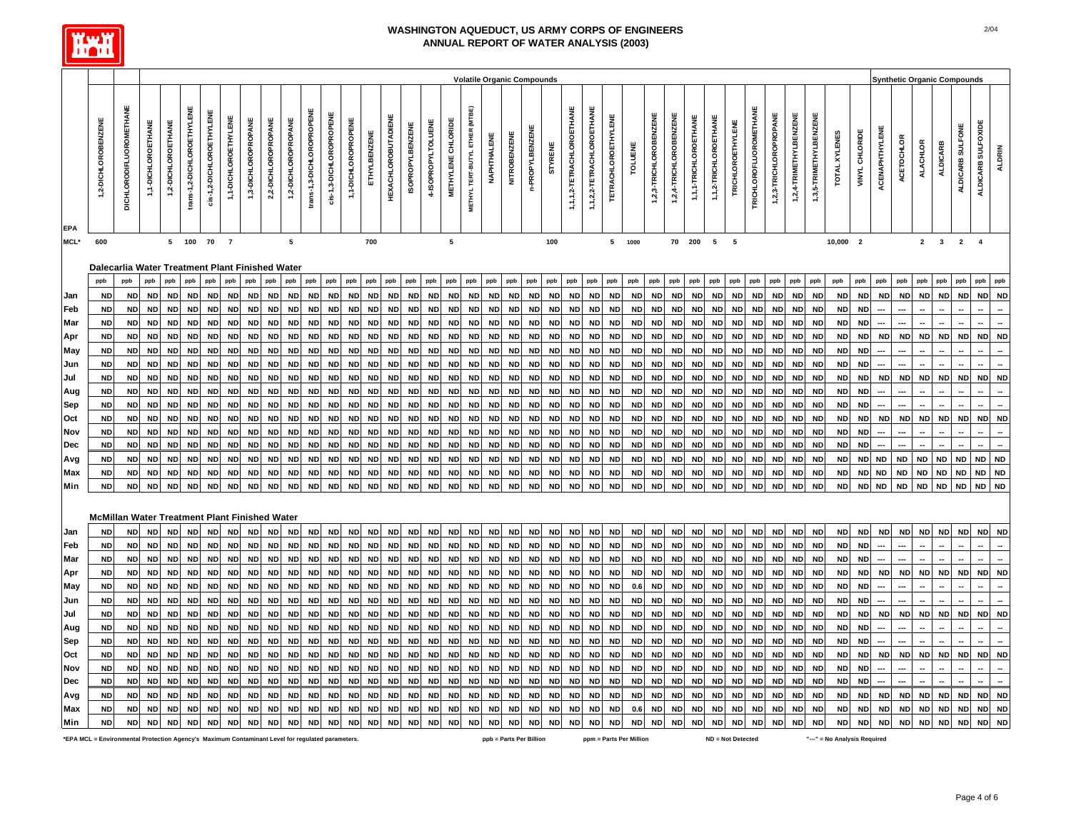# WASHINGTON AQUEDUCT, US ARMY CORPS OF ENGINEERS
## ANNUAL REPORT OF WATER ANALYSIS (2003)

| | Volatile Organic Compounds | | | | | | | | | | | | | | | | | | | | | | | | | | | | | | | | | | | | | | Synthetic Organic Compounds | | | | | | |
|---|---|---|---|---|---|---|---|---|---|---|---|---|---|---|---|---|---|---|---|---|---|---|---|---|---|---|---|---|---|---|---|---|---|---|---|---|---|---|---|---|---|---|---|---|
| | 1,2-DICHLOROBENZENE | DICHLORODIFLUOROMETHANE | 1,1-DICHLOROETHANE | 1,2-DICHLOROETHANE | trans-1,2-DICHLOROETHYLENE | cis-1,2-DICHLOROETHYLENE | 1,1-DICHLOROETHYLENE | 1,3-DICHLOROPROPANE | 2,2-DICHLOROPROPANE | 1,2-DICHLOROPROPANE | trans-1,3-DICHLOROPROPENE | cis-1,3-DICHLOROPROPENE | 1,1-DICHLOROPROPENE | ETHYLBENZENE | HEXACHLOROBUTADIENE | ISOPROPYLBENZENE | 4-ISOPROPYLTOLUENE | METHYLENE CHLORIDE | METHYL TERT-BUTYL ETHER (MTBE) | NAPHTHALENE | NITROBENZENE | n-PROPYLBENZENE | STYRENE | 1,1,1,2-TETRACHLOROETHANE | 1,1,2,2-TETRACHLOROETHANE | TETRACHLOROETHYLENE | TOLUENE | 1,2,3-TRICHLOROBENZENE | 1,2,4-TRICHLOROBENZENE | 1,1,1-TRICHLOROETHANE | 1,1,2-TRICHLOROETHANE | TRICHLOROETHYLENE | TRICHLOROFLUOROMETHANE | 1,2,3-TRICHLOROPROPANE | 1,2,4-TRIMETHYLBENZENE | 1,3,5-TRIMETHYLBENZENE | TOTAL XYLENES | VINYL CHLORIDE | ACENAPHTHYLENE | ACETOCHLOR | ALACHLOR | ALDICARB | ALDICARB SULFONE | ALDICARB SULFOXIDE | ALDRIN |
| EPA MCL* | 600 | | | 5 | 100 | 70 | 7 | | | 5 | | | | 700 | | | | 5 | | | | | 100 | | | 5 | 1000 | | 70 | 200 | 5 | 5 | | | | | 10,000 | 2 | | | 2 | 3 | 2 | 4 | |
| **Dalecarlia Water Treatment Plant Finished Water** | | | | | | | | | | | | | | | | | | | | | | | | | | | | | | | | | | | | | | | | | | | | | |
| | ppb | ppb | ppb | ppb | ppb | ppb | ppb | ppb | ppb | ppb | ppb | ppb | ppb | ppb | ppb | ppb | ppb | ppb | ppb | ppb | ppb | ppb | ppb | ppb | ppb | ppb | ppb | ppb | ppb | ppb | ppb | ppb | ppb | ppb | ppb | ppb | ppb | ppb | ppb | ppb | ppb | ppb | ppb | ppb | ppb |
| Jan | ND | ND | ND | ND | ND | ND | ND | ND | ND | ND | ND | ND | ND | ND | ND | ND | ND | ND | ND | ND | ND | ND | ND | ND | ND | ND | ND | ND | ND | ND | ND | ND | ND | ND | ND | ND | ND | ND | ND | ND | ND | ND | ND | ND | ND |
| Feb | ND | ND | ND | ND | ND | ND | ND | ND | ND | ND | ND | ND | ND | ND | ND | ND | ND | ND | ND | ND | ND | ND | ND | ND | ND | ND | ND | ND | ND | ND | ND | ND | ND | ND | ND | ND | ND | ND | --- | --- | -- | -- | -- | -- | -- |
| Mar | ND | ND | ND | ND | ND | ND | ND | ND | ND | ND | ND | ND | ND | ND | ND | ND | ND | ND | ND | ND | ND | ND | ND | ND | ND | ND | ND | ND | ND | ND | ND | ND | ND | ND | ND | ND | ND | ND | --- | --- | -- | -- | -- | -- | -- |
| Apr | ND | ND | ND | ND | ND | ND | ND | ND | ND | ND | ND | ND | ND | ND | ND | ND | ND | ND | ND | ND | ND | ND | ND | ND | ND | ND | ND | ND | ND | ND | ND | ND | ND | ND | ND | ND | ND | ND | ND | ND | ND | ND | ND | ND | ND |
| May | ND | ND | ND | ND | ND | ND | ND | ND | ND | ND | ND | ND | ND | ND | ND | ND | ND | ND | ND | ND | ND | ND | ND | ND | ND | ND | ND | ND | ND | ND | ND | ND | ND | ND | ND | ND | ND | ND | --- | --- | -- | -- | -- | -- | -- |
| Jun | ND | ND | ND | ND | ND | ND | ND | ND | ND | ND | ND | ND | ND | ND | ND | ND | ND | ND | ND | ND | ND | ND | ND | ND | ND | ND | ND | ND | ND | ND | ND | ND | ND | ND | ND | ND | ND | ND | --- | --- | -- | -- | -- | -- | -- |
| Jul | ND | ND | ND | ND | ND | ND | ND | ND | ND | ND | ND | ND | ND | ND | ND | ND | ND | ND | ND | ND | ND | ND | ND | ND | ND | ND | ND | ND | ND | ND | ND | ND | ND | ND | ND | ND | ND | ND | ND | ND | ND | ND | ND | ND | ND |
| Aug | ND | ND | ND | ND | ND | ND | ND | ND | ND | ND | ND | ND | ND | ND | ND | ND | ND | ND | ND | ND | ND | ND | ND | ND | ND | ND | ND | ND | ND | ND | ND | ND | ND | ND | ND | ND | ND | ND | --- | --- | -- | -- | -- | -- | -- |
| Sep | ND | ND | ND | ND | ND | ND | ND | ND | ND | ND | ND | ND | ND | ND | ND | ND | ND | ND | ND | ND | ND | ND | ND | ND | ND | ND | ND | ND | ND | ND | ND | ND | ND | ND | ND | ND | ND | ND | --- | --- | -- | -- | -- | -- | -- |
| Oct | ND | ND | ND | ND | ND | ND | ND | ND | ND | ND | ND | ND | ND | ND | ND | ND | ND | ND | ND | ND | ND | ND | ND | ND | ND | ND | ND | ND | ND | ND | ND | ND | ND | ND | ND | ND | ND | ND | ND | ND | ND | ND | ND | ND | ND |
| Nov | ND | ND | ND | ND | ND | ND | ND | ND | ND | ND | ND | ND | ND | ND | ND | ND | ND | ND | ND | ND | ND | ND | ND | ND | ND | ND | ND | ND | ND | ND | ND | ND | ND | ND | ND | ND | ND | ND | --- | --- | -- | -- | -- | -- | -- |
| Dec | ND | ND | ND | ND | ND | ND | ND | ND | ND | ND | ND | ND | ND | ND | ND | ND | ND | ND | ND | ND | ND | ND | ND | ND | ND | ND | ND | ND | ND | ND | ND | ND | ND | ND | ND | ND | ND | ND | --- | --- | -- | -- | -- | -- | -- |
| Avg | ND | ND | ND | ND | ND | ND | ND | ND | ND | ND | ND | ND | ND | ND | ND | ND | ND | ND | ND | ND | ND | ND | ND | ND | ND | ND | ND | ND | ND | ND | ND | ND | ND | ND | ND | ND | ND | ND | ND | ND | ND | ND | ND | ND | ND |
| Max | ND | ND | ND | ND | ND | ND | ND | ND | ND | ND | ND | ND | ND | ND | ND | ND | ND | ND | ND | ND | ND | ND | ND | ND | ND | ND | ND | ND | ND | ND | ND | ND | ND | ND | ND | ND | ND | ND | ND | ND | ND | ND | ND | ND | ND |
| Min | ND | ND | ND | ND | ND | ND | ND | ND | ND | ND | ND | ND | ND | ND | ND | ND | ND | ND | ND | ND | ND | ND | ND | ND | ND | ND | ND | ND | ND | ND | ND | ND | ND | ND | ND | ND | ND | ND | ND | ND | ND | ND | ND | ND | ND |
| **McMillan Water Treatment Plant Finished Water** | | | | | | | | | | | | | | | | | | | | | | | | | | | | | | | | | | | | | | | | | | | | | |
| Jan | ND | ND | ND | ND | ND | ND | ND | ND | ND | ND | ND | ND | ND | ND | ND | ND | ND | ND | ND | ND | ND | ND | ND | ND | ND | ND | ND | ND | ND | ND | ND | ND | ND | ND | ND | ND | ND | ND | ND | ND | ND | ND | ND | ND | ND |
| Feb | ND | ND | ND | ND | ND | ND | ND | ND | ND | ND | ND | ND | ND | ND | ND | ND | ND | ND | ND | ND | ND | ND | ND | ND | ND | ND | ND | ND | ND | ND | ND | ND | ND | ND | ND | ND | ND | ND | --- | --- | -- | -- | -- | -- | -- |
| Mar | ND | ND | ND | ND | ND | ND | ND | ND | ND | ND | ND | ND | ND | ND | ND | ND | ND | ND | ND | ND | ND | ND | ND | ND | ND | ND | ND | ND | ND | ND | ND | ND | ND | ND | ND | ND | ND | ND | --- | --- | -- | -- | -- | -- | -- |
| Apr | ND | ND | ND | ND | ND | ND | ND | ND | ND | ND | ND | ND | ND | ND | ND | ND | ND | ND | ND | ND | ND | ND | ND | ND | ND | ND | ND | ND | ND | ND | ND | ND | ND | ND | ND | ND | ND | ND | ND | ND | ND | ND | ND | ND | ND |
| May | ND | ND | ND | ND | ND | ND | ND | ND | ND | ND | ND | ND | ND | ND | ND | ND | ND | ND | ND | ND | ND | ND | ND | ND | ND | ND | 0.6 | ND | ND | ND | ND | ND | ND | ND | ND | ND | ND | ND | --- | --- | -- | -- | -- | -- | -- |
| Jun | ND | ND | ND | ND | ND | ND | ND | ND | ND | ND | ND | ND | ND | ND | ND | ND | ND | ND | ND | ND | ND | ND | ND | ND | ND | ND | ND | ND | ND | ND | ND | ND | ND | ND | ND | ND | ND | ND | --- | --- | -- | -- | -- | -- | -- |
| Jul | ND | ND | ND | ND | ND | ND | ND | ND | ND | ND | ND | ND | ND | ND | ND | ND | ND | ND | ND | ND | ND | ND | ND | ND | ND | ND | ND | ND | ND | ND | ND | ND | ND | ND | ND | ND | ND | ND | ND | ND | ND | ND | ND | ND | ND |
| Aug | ND | ND | ND | ND | ND | ND | ND | ND | ND | ND | ND | ND | ND | ND | ND | ND | ND | ND | ND | ND | ND | ND | ND | ND | ND | ND | ND | ND | ND | ND | ND | ND | ND | ND | ND | ND | ND | ND | --- | --- | -- | -- | -- | -- | -- |
| Sep | ND | ND | ND | ND | ND | ND | ND | ND | ND | ND | ND | ND | ND | ND | ND | ND | ND | ND | ND | ND | ND | ND | ND | ND | ND | ND | ND | ND | ND | ND | ND | ND | ND | ND | ND | ND | ND | ND | --- | --- | -- | -- | -- | -- | -- |
| Oct | ND | ND | ND | ND | ND | ND | ND | ND | ND | ND | ND | ND | ND | ND | ND | ND | ND | ND | ND | ND | ND | ND | ND | ND | ND | ND | ND | ND | ND | ND | ND | ND | ND | ND | ND | ND | ND | ND | ND | ND | ND | ND | ND | ND | ND |
| Nov | ND | ND | ND | ND | ND | ND | ND | ND | ND | ND | ND | ND | ND | ND | ND | ND | ND | ND | ND | ND | ND | ND | ND | ND | ND | ND | ND | ND | ND | ND | ND | ND | ND | ND | ND | ND | ND | ND | --- | --- | -- | -- | -- | -- | -- |
| Dec | ND | ND | ND | ND | ND | ND | ND | ND | ND | ND | ND | ND | ND | ND | ND | ND | ND | ND | ND | ND | ND | ND | ND | ND | ND | ND | ND | ND | ND | ND | ND | ND | ND | ND | ND | ND | ND | ND | --- | --- | -- | -- | -- | -- | -- |
| Avg | ND | ND | ND | ND | ND | ND | ND | ND | ND | ND | ND | ND | ND | ND | ND | ND | ND | ND | ND | ND | ND | ND | ND | ND | ND | ND | ND | ND | ND | ND | ND | ND | ND | ND | ND | ND | ND | ND | ND | ND | ND | ND | ND | ND | ND |
| Max | ND | ND | ND | ND | ND | ND | ND | ND | ND | ND | ND | ND | ND | ND | ND | ND | ND | ND | ND | ND | ND | ND | ND | ND | ND | ND | 0.6 | ND | ND | ND | ND | ND | ND | ND | ND | ND | ND | ND | ND | ND | ND | ND | ND | ND | ND |
| Min | ND | ND | ND | ND | ND | ND | ND | ND | ND | ND | ND | ND | ND | ND | ND | ND | ND | ND | ND | ND | ND | ND | ND | ND | ND | ND | ND | ND | ND | ND | ND | ND | ND | ND | ND | ND | ND | ND | ND | ND | ND | ND | ND | ND | ND |

*EPA MCL = Environmental Protection Agency's Maximum Contaminant Level for regulated parameters. ppb = Parts Per Billion ppm = Parts Per Million ND = Not Detected "---" = No Analysis Required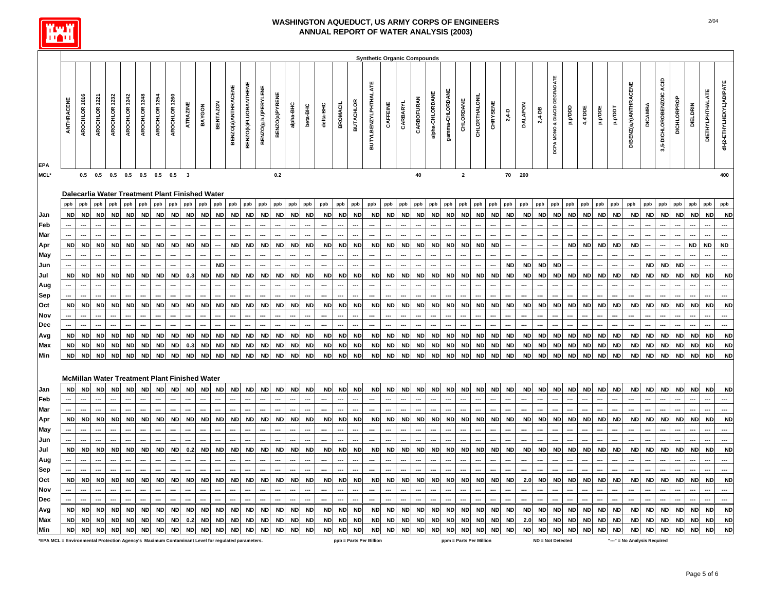# WASHINGTON AQUEDUCT, US ARMY CORPS OF ENGINEERS
## ANNUAL REPORT OF WATER ANALYSIS (2003)

### Synthetic Organic Compounds

#### Dalecarlia Water Treatment Plant Finished Water

| | ANTHRACENE | AROCHLOR 1016 | AROCHLOR 1221 | AROCHLOR 1232 | AROCHLOR 1242 | AROCHLOR 1248 | AROCHLOR 1254 | AROCHLOR 1260 | ATRAZINE | BAYGON | BENTAZON | BENZO(a)ANTHRACENE | BENZO(k)FLUORANTHENE | BENZO(g,h,i)PERYLENE | BENZO(a)PYRENE | alpha-BHC | beta-BHC | delta-BHC | BROMACIL | BUTACHLOR | BUTYLBENZYLPHTHALATE | CAFFEINE | CARBARYL | CARBOFURAN | alpha-CHLORDANE | gamma-CHLORDANE | CHLORDANE | CHLORTHALONIL | CHRYSENE | 2,4-D | DALAPON | 2,4-DB | DCPA MONO & DIACID DEGRADATE | p,p'DDD | 4,4'DDE | p,p'DDE | p,p'DDT | DIBENZ(a,h)ANTHRACENE | DICAMBA | 3,5-DICHLOROBENZOIC ACID | DICHLORPROP | DIELDRIN | DIETHYLPHTHALATE | di-(2-ETHYLHEXYL)ADIPATE |
|---|---|---|---|---|---|---|---|---|---|---|---|---|---|---|---|---|---|---|---|---|---|---|---|---|---|---|---|---|---|---|---|---|---|---|---|---|---|---|---|---|---|---|---|---|
| EPA MCL* | | 0.5 | 0.5 | 0.5 | 0.5 | 0.5 | 0.5 | 0.5 | 3 | | | | | | 0.2 | | | | | | | | | 40 | | | 2 | | | 70 | 200 | | | | | | | | | | | | | 400 |
| | ppb | ppb | ppb | ppb | ppb | ppb | ppb | ppb | ppb | ppb | ppb | ppb | ppb | ppb | ppb | ppb | ppb | ppb | ppb | ppb | ppb | ppb | ppb | ppb | ppb | ppb | ppb | ppb | ppb | ppb | ppb | ppb | ppb | ppb | ppb | ppb | ppb | ppb | ppb | ppb | ppb | ppb | ppb | ppb |
| Jan | ND | ND | ND | ND | ND | ND | ND | ND | ND | ND | ND | ND | ND | ND | ND | ND | ND | ND | ND | ND | ND | ND | ND | ND | ND | ND | ND | ND | ND | ND | ND | ND | ND | ND | ND | ND | ND | ND | ND | ND | ND | ND | ND | ND |
| Feb | --- | --- | --- | --- | --- | --- | --- | --- | --- | --- | --- | --- | --- | --- | --- | --- | --- | --- | --- | --- | --- | --- | --- | --- | --- | --- | --- | --- | --- | --- | --- | --- | --- | --- | --- | --- | --- | --- | --- | --- | --- | --- | --- | --- |
| Mar | --- | --- | --- | --- | --- | --- | --- | --- | --- | --- | --- | --- | --- | --- | --- | --- | --- | --- | --- | --- | --- | --- | --- | --- | --- | --- | --- | --- | --- | --- | --- | --- | --- | --- | --- | --- | --- | --- | --- | --- | --- | --- | --- | --- |
| Apr | ND | ND | ND | ND | ND | ND | ND | ND | ND | ND | --- | ND | ND | ND | ND | ND | ND | ND | ND | ND | ND | ND | ND | ND | ND | ND | ND | ND | ND | --- | --- | --- | --- | ND | ND | ND | ND | ND | --- | --- | --- | ND | ND | ND |
| May | --- | --- | --- | --- | --- | --- | --- | --- | --- | --- | --- | --- | --- | --- | --- | --- | --- | --- | --- | --- | --- | --- | --- | --- | --- | --- | --- | --- | --- | --- | --- | --- | --- | --- | --- | --- | --- | --- | --- | --- | --- | --- | --- | --- |
| Jun | --- | --- | --- | --- | --- | --- | --- | --- | --- | --- | ND | --- | --- | --- | --- | --- | --- | --- | --- | --- | --- | --- | --- | --- | --- | --- | --- | --- | --- | ND | ND | ND | ND | --- | --- | --- | --- | --- | ND | ND | ND | --- | --- | --- |
| Jul | ND | ND | ND | ND | ND | ND | ND | ND | 0.3 | ND | ND | ND | ND | ND | ND | ND | ND | ND | ND | ND | ND | ND | ND | ND | ND | ND | ND | ND | ND | ND | ND | ND | ND | ND | ND | ND | ND | ND | ND | ND | ND | ND | ND | ND |
| Aug | --- | --- | --- | --- | --- | --- | --- | --- | --- | --- | --- | --- | --- | --- | --- | --- | --- | --- | --- | --- | --- | --- | --- | --- | --- | --- | --- | --- | --- | --- | --- | --- | --- | --- | --- | --- | --- | --- | --- | --- | --- | --- | --- | --- |
| Sep | --- | --- | --- | --- | --- | --- | --- | --- | --- | --- | --- | --- | --- | --- | --- | --- | --- | --- | --- | --- | --- | --- | --- | --- | --- | --- | --- | --- | --- | --- | --- | --- | --- | --- | --- | --- | --- | --- | --- | --- | --- | --- | --- | --- |
| Oct | ND | ND | ND | ND | ND | ND | ND | ND | ND | ND | ND | ND | ND | ND | ND | ND | ND | ND | ND | ND | ND | ND | ND | ND | ND | ND | ND | ND | ND | ND | ND | ND | ND | ND | ND | ND | ND | ND | ND | ND | ND | ND | ND | ND |
| Nov | --- | --- | --- | --- | --- | --- | --- | --- | --- | --- | --- | --- | --- | --- | --- | --- | --- | --- | --- | --- | --- | --- | --- | --- | --- | --- | --- | --- | --- | --- | --- | --- | --- | --- | --- | --- | --- | --- | --- | --- | --- | --- | --- | --- |
| Dec | --- | --- | --- | --- | --- | --- | --- | --- | --- | --- | --- | --- | --- | --- | --- | --- | --- | --- | --- | --- | --- | --- | --- | --- | --- | --- | --- | --- | --- | --- | --- | --- | --- | --- | --- | --- | --- | --- | --- | --- | --- | --- | --- | --- |
| Avg | ND | ND | ND | ND | ND | ND | ND | ND | ND | ND | ND | ND | ND | ND | ND | ND | ND | ND | ND | ND | ND | ND | ND | ND | ND | ND | ND | ND | ND | ND | ND | ND | ND | ND | ND | ND | ND | ND | ND | ND | ND | ND | ND | ND |
| Max | ND | ND | ND | ND | ND | ND | ND | ND | 0.3 | ND | ND | ND | ND | ND | ND | ND | ND | ND | ND | ND | ND | ND | ND | ND | ND | ND | ND | ND | ND | ND | ND | ND | ND | ND | ND | ND | ND | ND | ND | ND | ND | ND | ND | ND |
| Min | ND | ND | ND | ND | ND | ND | ND | ND | ND | ND | ND | ND | ND | ND | ND | ND | ND | ND | ND | ND | ND | ND | ND | ND | ND | ND | ND | ND | ND | ND | ND | ND | ND | ND | ND | ND | ND | ND | ND | ND | ND | ND | ND | ND |

#### McMillan Water Treatment Plant Finished Water

| | ANTHRACENE | AROCHLOR 1016 | AROCHLOR 1221 | AROCHLOR 1232 | AROCHLOR 1242 | AROCHLOR 1248 | AROCHLOR 1254 | AROCHLOR 1260 | ATRAZINE | BAYGON | BENTAZON | BENZO(a)ANTHRACENE | BENZO(k)FLUORANTHENE | BENZO(g,h,i)PERYLENE | BENZO(a)PYRENE | alpha-BHC | beta-BHC | delta-BHC | BROMACIL | BUTACHLOR | BUTYLBENZYLPHTHALATE | CAFFEINE | CARBARYL | CARBOFURAN | alpha-CHLORDANE | gamma-CHLORDANE | CHLORDANE | CHLORTHALONIL | CHRYSENE | 2,4-D | DALAPON | 2,4-DB | DCPA MONO & DIACID DEGRADATE | p,p'DDD | 4,4'DDE | p,p'DDE | p,p'DDT | DIBENZ(a,h)ANTHRACENE | DICAMBA | 3,5-DICHLOROBENZOIC ACID | DICHLORPROP | DIELDRIN | DIETHYLPHTHALATE | di-(2-ETHYLHEXYL)ADIPATE |
|---|---|---|---|---|---|---|---|---|---|---|---|---|---|---|---|---|---|---|---|---|---|---|---|---|---|---|---|---|---|---|---|---|---|---|---|---|---|---|---|---|---|---|---|---|
| Jan | ND | ND | ND | ND | ND | ND | ND | ND | ND | ND | ND | ND | ND | ND | ND | ND | ND | ND | ND | ND | ND | ND | ND | ND | ND | ND | ND | ND | ND | ND | ND | ND | ND | ND | ND | ND | ND | ND | ND | ND | ND | ND | ND | ND |
| Feb | --- | --- | --- | --- | --- | --- | --- | --- | --- | --- | --- | --- | --- | --- | --- | --- | --- | --- | --- | --- | --- | --- | --- | --- | --- | --- | --- | --- | --- | --- | --- | --- | --- | --- | --- | --- | --- | --- | --- | --- | --- | --- | --- | --- |
| Mar | --- | --- | --- | --- | --- | --- | --- | --- | --- | --- | --- | --- | --- | --- | --- | --- | --- | --- | --- | --- | --- | --- | --- | --- | --- | --- | --- | --- | --- | --- | --- | --- | --- | --- | --- | --- | --- | --- | --- | --- | --- | --- | --- | --- |
| Apr | ND | ND | ND | ND | ND | ND | ND | ND | ND | ND | ND | ND | ND | ND | ND | ND | ND | ND | ND | ND | ND | ND | ND | ND | ND | ND | ND | ND | ND | ND | ND | ND | ND | ND | ND | ND | ND | ND | ND | ND | ND | ND | ND | ND |
| May | --- | --- | --- | --- | --- | --- | --- | --- | --- | --- | --- | --- | --- | --- | --- | --- | --- | --- | --- | --- | --- | --- | --- | --- | --- | --- | --- | --- | --- | --- | --- | --- | --- | --- | --- | --- | --- | --- | --- | --- | --- | --- | --- | --- |
| Jun | --- | --- | --- | --- | --- | --- | --- | --- | --- | --- | --- | --- | --- | --- | --- | --- | --- | --- | --- | --- | --- | --- | --- | --- | --- | --- | --- | --- | --- | --- | --- | --- | --- | --- | --- | --- | --- | --- | --- | --- | --- | --- | --- | --- |
| Jul | ND | ND | ND | ND | ND | ND | ND | ND | 0.2 | ND | ND | ND | ND | ND | ND | ND | ND | ND | ND | ND | ND | ND | ND | ND | ND | ND | ND | ND | ND | ND | ND | ND | ND | ND | ND | ND | ND | ND | ND | ND | ND | ND | ND | ND |
| Aug | --- | --- | --- | --- | --- | --- | --- | --- | --- | --- | --- | --- | --- | --- | --- | --- | --- | --- | --- | --- | --- | --- | --- | --- | --- | --- | --- | --- | --- | --- | --- | --- | --- | --- | --- | --- | --- | --- | --- | --- | --- | --- | --- | --- |
| Sep | --- | --- | --- | --- | --- | --- | --- | --- | --- | --- | --- | --- | --- | --- | --- | --- | --- | --- | --- | --- | --- | --- | --- | --- | --- | --- | --- | --- | --- | --- | --- | --- | --- | --- | --- | --- | --- | --- | --- | --- | --- | --- | --- | --- |
| Oct | ND | ND | ND | ND | ND | ND | ND | ND | ND | ND | ND | ND | ND | ND | ND | ND | ND | ND | ND | ND | ND | ND | ND | ND | ND | ND | ND | ND | ND | ND | 2.0 | ND | ND | ND | ND | ND | ND | ND | ND | ND | ND | ND | ND | ND |
| Nov | --- | --- | --- | --- | --- | --- | --- | --- | --- | --- | --- | --- | --- | --- | --- | --- | --- | --- | --- | --- | --- | --- | --- | --- | --- | --- | --- | --- | --- | --- | --- | --- | --- | --- | --- | --- | --- | --- | --- | --- | --- | --- | --- | --- |
| Dec | --- | --- | --- | --- | --- | --- | --- | --- | --- | --- | --- | --- | --- | --- | --- | --- | --- | --- | --- | --- | --- | --- | --- | --- | --- | --- | --- | --- | --- | --- | --- | --- | --- | --- | --- | --- | --- | --- | --- | --- | --- | --- | --- | --- |
| Avg | ND | ND | ND | ND | ND | ND | ND | ND | ND | ND | ND | ND | ND | ND | ND | ND | ND | ND | ND | ND | ND | ND | ND | ND | ND | ND | ND | ND | ND | ND | ND | ND | ND | ND | ND | ND | ND | ND | ND | ND | ND | ND | ND | ND |
| Max | ND | ND | ND | ND | ND | ND | ND | ND | 0.2 | ND | ND | ND | ND | ND | ND | ND | ND | ND | ND | ND | ND | ND | ND | ND | ND | ND | ND | ND | ND | ND | 2.0 | ND | ND | ND | ND | ND | ND | ND | ND | ND | ND | ND | ND | ND |
| Min | ND | ND | ND | ND | ND | ND | ND | ND | ND | ND | ND | ND | ND | ND | ND | ND | ND | ND | ND | ND | ND | ND | ND | ND | ND | ND | ND | ND | ND | ND | ND | ND | ND | ND | ND | ND | ND | ND | ND | ND | ND | ND | ND | ND |

*EPA MCL = Environmental Protection Agency's Maximum Contaminant Level for regulated parameters. ppb = Parts Per Billion ppm = Parts Per Million ND = Not Detected "---" = No Analysis Required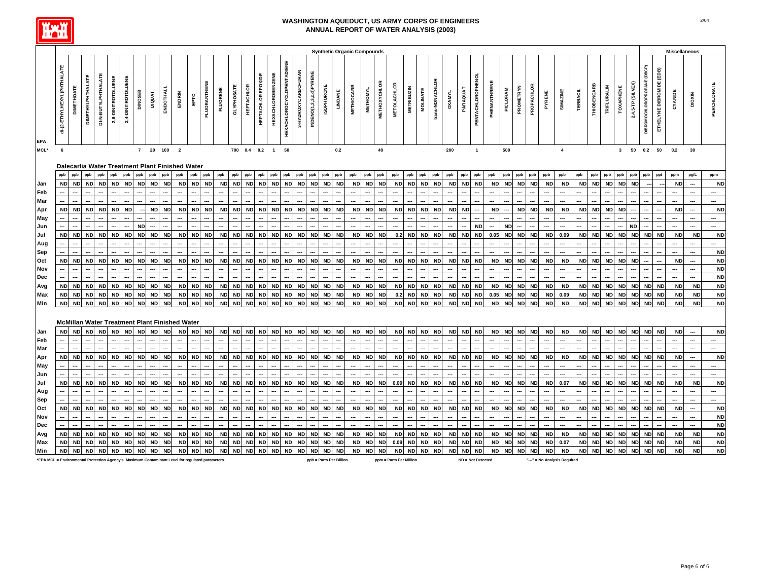# WASHINGTON AQUEDUCT, US ARMY CORPS OF ENGINEERS
## ANNUAL REPORT OF WATER ANALYSIS (2003)

| | Synthetic Organic Compounds | | | | | | | | | | | | | | | | | | | | | | | | | | | | | | | | | | | | | | | | | | | | | Miscellaneous | | |
|---|---|---|---|---|---|---|---|---|---|---|---|---|---|---|---|---|---|---|---|---|---|---|---|---|---|---|---|---|---|---|---|---|---|---|---|---|---|---|---|---|---|---|---|---|---|---|---|---|
| EPA | di-(2-ETHYLHEXYL)PHTHALATE | DIMETHOATE | DIMETHYLPHTHALATE | DI-N-BUTYLPHTHALATE | 2,6-DINITROTOLUENE | 2,4-DINITROTOLUENE | DINOSEB | DIQUAT | ENDOTHALL | ENDRIN | EPTC | FLUORANTHENE | FLUORENE | GLYPHOSATE | HEPTACHLOR | HEPTACHLOR EPOXIDE | HEXACHLOROBENZENE | HEXACHLOROCYCLOPENTADIENE | 3-HYDROXYCARBOFURAN | INDENO(1,2,3,c,d)PYRENE | ISOPHORONE | LINDANE | METHIOCARB | METHOMYL | METHOXYCHLOR | METOLACHLOR | METRIBUZIN | MOLINATE | trans-NONACHLOR | OXAMYL | PARAQUAT | PENTACHLOROPHENOL | PHENANTHRENE | PICLORAM | PROMETRYN | PROPACHLOR | PYRENE | SIMAZINE | TERBACIL | THIOBENCARB | TRIFLURALIN | TOXAPHENE | 2,4,5-TP (SILVEX) | DIBROMOCHLOROPROPANE (DBCP) | ETHYLENE DIBROMIDE (EDB) | CYANIDE | DIOXIN | PERCHLORATE |
| MCL* | 6 | | | | | | 7 | 20 | 100 | 2 | | | | 700 | 0.4 | 0.2 | 1 | 50 | | | | 0.2 | | | 40 | | | | | 200 | | 1 | | 500 | | | | 4 | | | | 3 | 50 | 0.2 | 50 | 0.2 | 30 | |
| **Dalecarlia Water Treatment Plant Finished Water** | ppb | ppb | ppb | ppb | ppb | ppb | ppb | ppb | ppb | ppb | ppb | ppb | ppb | ppb | ppb | ppb | ppb | ppb | ppb | ppb | ppb | ppb | ppb | ppb | ppb | ppb | ppb | ppb | ppb | ppb | ppb | ppb | ppb | ppb | ppb | ppb | ppb | ppb | ppb | ppb | ppb | ppb | ppb | ppb | ppt | ppm | pg/L | ppm |
| Jan | ND | ND | ND | ND | ND | ND | ND | ND | ND | ND | ND | ND | ND | ND | ND | ND | ND | ND | ND | ND | ND | ND | ND | ND | ND | ND | ND | ND | ND | ND | ND | ND | ND | ND | ND | ND | ND | ND | ND | ND | ND | ND | ND | --- | --- | ND | --- | ND |
| Feb | --- | --- | --- | --- | --- | --- | --- | --- | --- | --- | --- | --- | --- | --- | --- | --- | --- | --- | --- | --- | --- | --- | --- | --- | --- | --- | --- | --- | --- | --- | --- | --- | --- | --- | --- | --- | --- | --- | --- | --- | --- | --- | --- | --- | --- | --- | --- | --- |
| Mar | --- | --- | --- | --- | --- | --- | --- | --- | --- | --- | --- | --- | --- | --- | --- | --- | --- | --- | --- | --- | --- | --- | --- | --- | --- | --- | --- | --- | --- | --- | --- | --- | --- | --- | --- | --- | --- | --- | --- | --- | --- | --- | --- | --- | --- | --- | --- | --- |
| Apr | ND | ND | ND | ND | ND | ND | --- | ND | ND | ND | ND | ND | ND | ND | ND | ND | ND | ND | ND | ND | ND | ND | ND | ND | ND | ND | ND | ND | ND | ND | ND | --- | ND | --- | ND | ND | ND | ND | ND | ND | ND | ND | --- | --- | --- | ND | --- | ND |
| May | --- | --- | --- | --- | --- | --- | --- | --- | --- | --- | --- | --- | --- | --- | --- | --- | --- | --- | --- | --- | --- | --- | --- | --- | --- | --- | --- | --- | --- | --- | --- | --- | --- | --- | --- | --- | --- | --- | --- | --- | --- | --- | --- | --- | --- | --- | --- | --- |
| Jun | --- | --- | --- | --- | --- | --- | ND | --- | --- | --- | --- | --- | --- | --- | --- | --- | --- | --- | --- | --- | --- | --- | --- | --- | --- | --- | --- | --- | --- | --- | --- | ND | --- | ND | --- | --- | --- | --- | --- | --- | --- | --- | ND | --- | --- | --- | --- | --- |
| Jul | ND | ND | ND | ND | ND | ND | ND | ND | ND | ND | ND | ND | ND | ND | ND | ND | ND | ND | ND | ND | ND | ND | ND | ND | ND | 0.2 | ND | ND | ND | ND | ND | ND | 0.05 | ND | ND | ND | ND | 0.09 | ND | ND | ND | ND | ND | ND | ND | ND | ND | ND |
| Aug | --- | --- | --- | --- | --- | --- | --- | --- | --- | --- | --- | --- | --- | --- | --- | --- | --- | --- | --- | --- | --- | --- | --- | --- | --- | --- | --- | --- | --- | --- | --- | --- | --- | --- | --- | --- | --- | --- | --- | --- | --- | --- | --- | --- | --- | --- | --- | --- |
| Sep | --- | --- | --- | --- | --- | --- | --- | --- | --- | --- | --- | --- | --- | --- | --- | --- | --- | --- | --- | --- | --- | --- | --- | --- | --- | --- | --- | --- | --- | --- | --- | --- | --- | --- | --- | --- | --- | --- | --- | --- | --- | --- | --- | --- | --- | --- | --- | ND |
| Oct | ND | ND | ND | ND | ND | ND | ND | ND | ND | ND | ND | ND | ND | ND | ND | ND | ND | ND | ND | ND | ND | ND | ND | ND | ND | ND | ND | ND | ND | ND | ND | ND | ND | ND | ND | ND | ND | ND | ND | ND | ND | ND | ND | --- | --- | ND | --- | ND |
| Nov | --- | --- | --- | --- | --- | --- | --- | --- | --- | --- | --- | --- | --- | --- | --- | --- | --- | --- | --- | --- | --- | --- | --- | --- | --- | --- | --- | --- | --- | --- | --- | --- | --- | --- | --- | --- | --- | --- | --- | --- | --- | --- | --- | --- | --- | --- | --- | ND |
| Dec | --- | --- | --- | --- | --- | --- | --- | --- | --- | --- | --- | --- | --- | --- | --- | --- | --- | --- | --- | --- | --- | --- | --- | --- | --- | --- | --- | --- | --- | --- | --- | --- | --- | --- | --- | --- | --- | --- | --- | --- | --- | --- | --- | --- | --- | --- | --- | ND |
| Avg | ND | ND | ND | ND | ND | ND | ND | ND | ND | ND | ND | ND | ND | ND | ND | ND | ND | ND | ND | ND | ND | ND | ND | ND | ND | ND | ND | ND | ND | ND | ND | ND | ND | ND | ND | ND | ND | ND | ND | ND | ND | ND | ND | ND | ND | ND | ND | ND |
| Max | ND | ND | ND | ND | ND | ND | ND | ND | ND | ND | ND | ND | ND | ND | ND | ND | ND | ND | ND | ND | ND | ND | ND | ND | ND | 0.2 | ND | ND | ND | ND | ND | ND | 0.05 | ND | ND | ND | ND | 0.09 | ND | ND | ND | ND | ND | ND | ND | ND | ND | ND |
| Min | ND | ND | ND | ND | ND | ND | ND | ND | ND | ND | ND | ND | ND | ND | ND | ND | ND | ND | ND | ND | ND | ND | ND | ND | ND | ND | ND | ND | ND | ND | ND | ND | ND | ND | ND | ND | ND | ND | ND | ND | ND | ND | ND | ND | ND | ND | ND | ND |
| **McMillan Water Treatment Plant Finished Water** | | | | | | | | | | | | | | | | | | | | | | | | | | | | | | | | | | | | | | | | | | | | | | | | |
| Jan | ND | ND | ND | ND | ND | ND | ND | ND | ND | ND | ND | ND | ND | ND | ND | ND | ND | ND | ND | ND | ND | ND | ND | ND | ND | ND | ND | ND | ND | ND | ND | ND | ND | ND | ND | ND | ND | ND | ND | ND | ND | ND | ND | ND | ND | ND | --- | ND |
| Feb | --- | --- | --- | --- | --- | --- | --- | --- | --- | --- | --- | --- | --- | --- | --- | --- | --- | --- | --- | --- | --- | --- | --- | --- | --- | --- | --- | --- | --- | --- | --- | --- | --- | --- | --- | --- | --- | --- | --- | --- | --- | --- | --- | --- | --- | --- | --- | --- |
| Mar | --- | --- | --- | --- | --- | --- | --- | --- | --- | --- | --- | --- | --- | --- | --- | --- | --- | --- | --- | --- | --- | --- | --- | --- | --- | --- | --- | --- | --- | --- | --- | --- | --- | --- | --- | --- | --- | --- | --- | --- | --- | --- | --- | --- | --- | --- | --- | --- |
| Apr | ND | ND | ND | ND | ND | ND | ND | ND | ND | ND | ND | ND | ND | ND | ND | ND | ND | ND | ND | ND | ND | ND | ND | ND | ND | ND | ND | ND | ND | ND | ND | ND | ND | ND | ND | ND | ND | ND | ND | ND | ND | ND | ND | ND | ND | ND | --- | ND |
| May | --- | --- | --- | --- | --- | --- | --- | --- | --- | --- | --- | --- | --- | --- | --- | --- | --- | --- | --- | --- | --- | --- | --- | --- | --- | --- | --- | --- | --- | --- | --- | --- | --- | --- | --- | --- | --- | --- | --- | --- | --- | --- | --- | --- | --- | --- | --- | --- |
| Jun | --- | --- | --- | --- | --- | --- | --- | --- | --- | --- | --- | --- | --- | --- | --- | --- | --- | --- | --- | --- | --- | --- | --- | --- | --- | --- | --- | --- | --- | --- | --- | --- | --- | --- | --- | --- | --- | --- | --- | --- | --- | --- | --- | --- | --- | --- | --- | --- |
| Jul | ND | ND | ND | ND | ND | ND | ND | ND | ND | ND | ND | ND | ND | ND | ND | ND | ND | ND | ND | ND | ND | ND | ND | ND | ND | 0.09 | ND | ND | ND | ND | ND | ND | ND | ND | ND | ND | ND | 0.07 | ND | ND | ND | ND | ND | ND | ND | ND | ND | ND |
| Aug | --- | --- | --- | --- | --- | --- | --- | --- | --- | --- | --- | --- | --- | --- | --- | --- | --- | --- | --- | --- | --- | --- | --- | --- | --- | --- | --- | --- | --- | --- | --- | --- | --- | --- | --- | --- | --- | --- | --- | --- | --- | --- | --- | --- | --- | --- | --- | --- |
| Sep | --- | --- | --- | --- | --- | --- | --- | --- | --- | --- | --- | --- | --- | --- | --- | --- | --- | --- | --- | --- | --- | --- | --- | --- | --- | --- | --- | --- | --- | --- | --- | --- | --- | --- | --- | --- | --- | --- | --- | --- | --- | --- | --- | --- | --- | --- | --- | --- |
| Oct | ND | ND | ND | ND | ND | ND | ND | ND | ND | ND | ND | ND | ND | ND | ND | ND | ND | ND | ND | ND | ND | ND | ND | ND | ND | ND | ND | ND | ND | ND | ND | ND | ND | ND | ND | ND | ND | ND | ND | ND | ND | ND | ND | ND | ND | ND | --- | ND |
| Nov | --- | --- | --- | --- | --- | --- | --- | --- | --- | --- | --- | --- | --- | --- | --- | --- | --- | --- | --- | --- | --- | --- | --- | --- | --- | --- | --- | --- | --- | --- | --- | --- | --- | --- | --- | --- | --- | --- | --- | --- | --- | --- | --- | --- | --- | --- | --- | ND |
| Dec | --- | --- | --- | --- | --- | --- | --- | --- | --- | --- | --- | --- | --- | --- | --- | --- | --- | --- | --- | --- | --- | --- | --- | --- | --- | --- | --- | --- | --- | --- | --- | --- | --- | --- | --- | --- | --- | --- | --- | --- | --- | --- | --- | --- | --- | --- | --- | ND |
| Avg | ND | ND | ND | ND | ND | ND | ND | ND | ND | ND | ND | ND | ND | ND | ND | ND | ND | ND | ND | ND | ND | ND | ND | ND | ND | ND | ND | ND | ND | ND | ND | ND | ND | ND | ND | ND | ND | ND | ND | ND | ND | ND | ND | ND | ND | ND | ND | ND |
| Max | ND | ND | ND | ND | ND | ND | ND | ND | ND | ND | ND | ND | ND | ND | ND | ND | ND | ND | ND | ND | ND | ND | ND | ND | ND | 0.09 | ND | ND | ND | ND | ND | ND | ND | ND | ND | ND | ND | 0.07 | ND | ND | ND | ND | ND | ND | ND | ND | ND | ND |
| Min | ND | ND | ND | ND | ND | ND | ND | ND | ND | ND | ND | ND | ND | ND | ND | ND | ND | ND | ND | ND | ND | ND | ND | ND | ND | ND | ND | ND | ND | ND | ND | ND | ND | ND | ND | ND | ND | ND | ND | ND | ND | ND | ND | ND | ND | ND | ND | ND |

*EPA MCL = Environmental Protection Agency's Maximum Contaminant Level for regulated parameters. ppb = Parts Per Billion ppm = Parts Per Million ND = Not Detected "---" = No Analysis Required